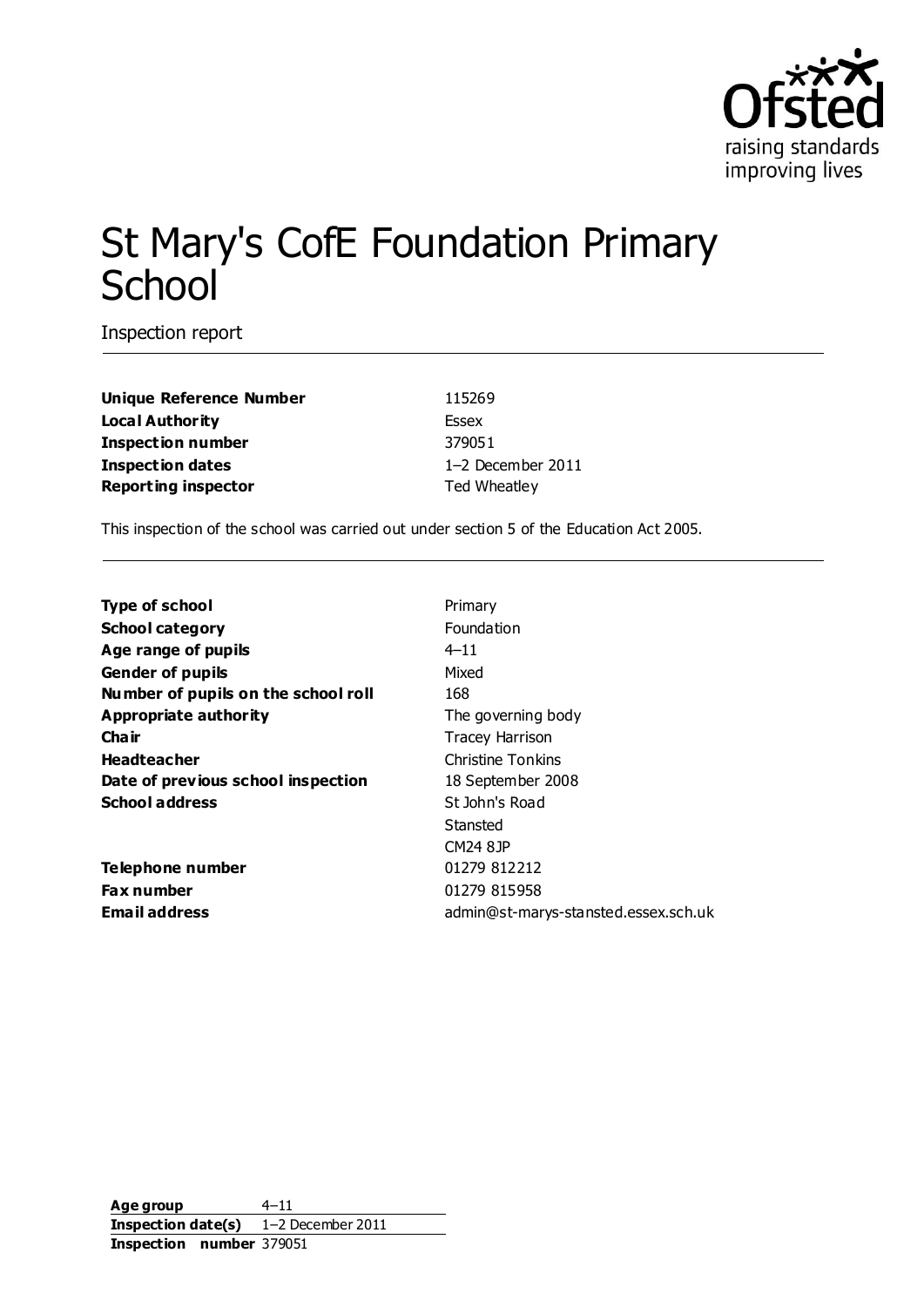# St Mary's CofE Foundation Primary School

Inspection report

| | |
|---|---|
| **Unique Reference Number** | 115269 |
| **Local Authority** | Essex |
| **Inspection number** | 379051 |
| **Inspection dates** | 1–2 December 2011 |
| **Reporting inspector** | Ted Wheatley |

This inspection of the school was carried out under section 5 of the Education Act 2005.

| | |
|---|---|
| **Type of school** | Primary |
| **School category** | Foundation |
| **Age range of pupils** | 4–11 |
| **Gender of pupils** | Mixed |
| **Number of pupils on the school roll** | 168 |
| **Appropriate authority** | The governing body |
| **Chair** | Tracey Harrison |
| **Headteacher** | Christine Tonkins |
| **Date of previous school inspection** | 18 September 2008 |
| **School address** | St John's Road<br>Stansted<br>CM24 8JP |
| **Telephone number** | 01279 812212 |
| **Fax number** | 01279 815958 |
| **Email address** | admin@st-marys-stansted.essex.sch.uk |

| | |
|---|---|
| **Age group** | 4–11 |
| **Inspection date(s)** | 1–2 December 2011 |
| **Inspection number** | 379051 |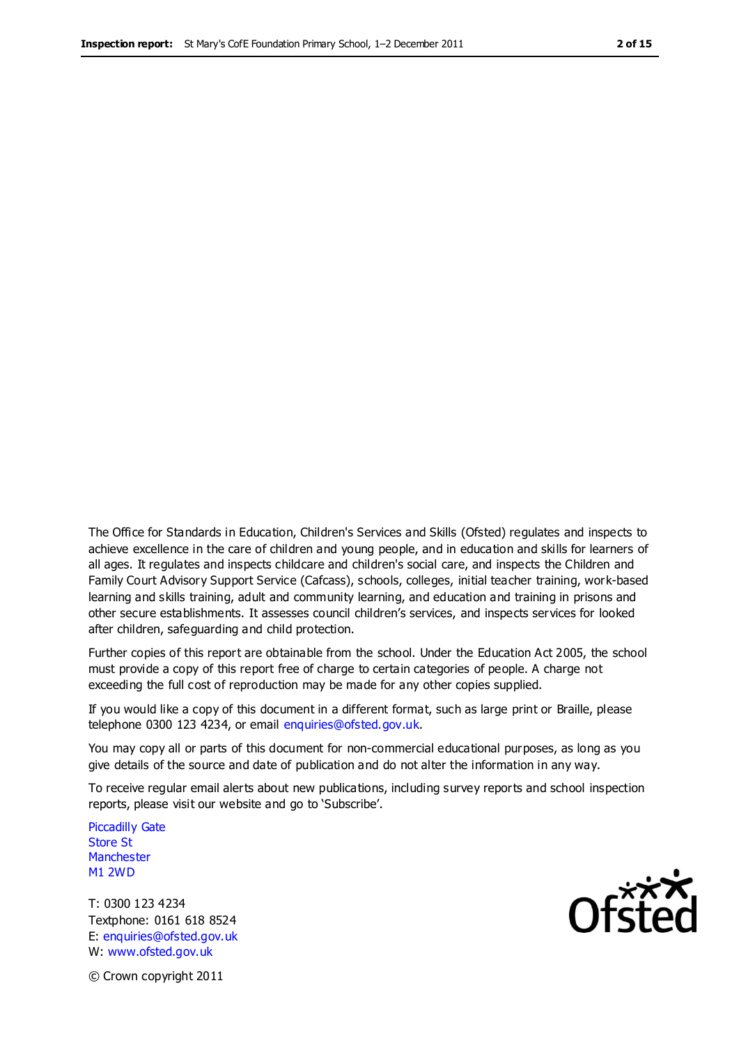The Office for Standards in Education, Children's Services and Skills (Ofsted) regulates and inspects to achieve excellence in the care of children and young people, and in education and skills for learners of all ages. It regulates and inspects childcare and children's social care, and inspects the Children and Family Court Advisory Support Service (Cafcass), schools, colleges, initial teacher training, work-based learning and skills training, adult and community learning, and education and training in prisons and other secure establishments. It assesses council children's services, and inspects services for looked after children, safeguarding and child protection.

Further copies of this report are obtainable from the school. Under the Education Act 2005, the school must provide a copy of this report free of charge to certain categories of people. A charge not exceeding the full cost of reproduction may be made for any other copies supplied.

If you would like a copy of this document in a different format, such as large print or Braille, please telephone 0300 123 4234, or email enquiries@ofsted.gov.uk.

You may copy all or parts of this document for non-commercial educational purposes, as long as you give details of the source and date of publication and do not alter the information in any way.

To receive regular email alerts about new publications, including survey reports and school inspection reports, please visit our website and go to 'Subscribe'.

Piccadilly Gate
Store St
Manchester
M1 2WD

T: 0300 123 4234
Textphone: 0161 618 8524
E: enquiries@ofsted.gov.uk
W: www.ofsted.gov.uk

© Crown copyright 2011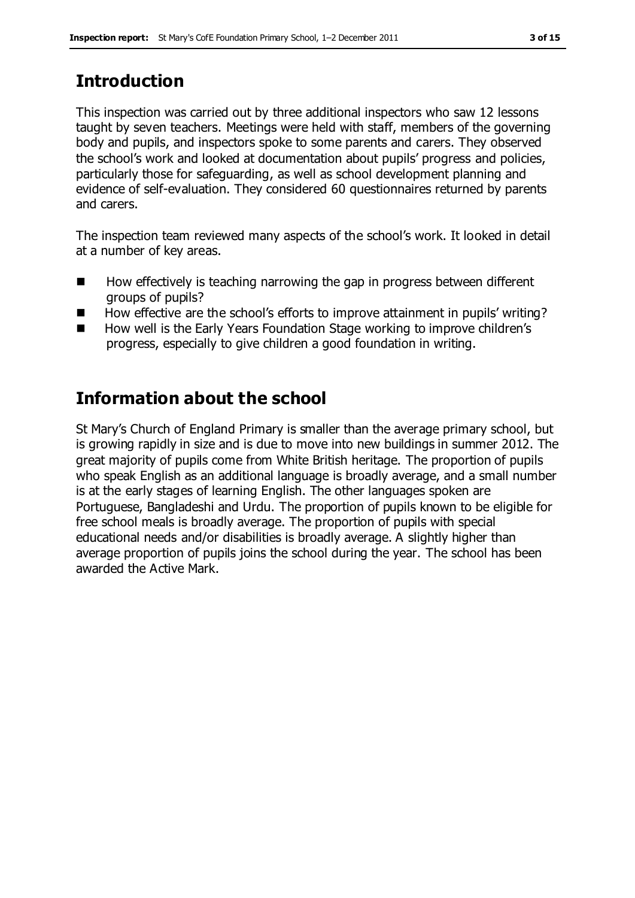## Introduction

This inspection was carried out by three additional inspectors who saw 12 lessons taught by seven teachers. Meetings were held with staff, members of the governing body and pupils, and inspectors spoke to some parents and carers. They observed the school's work and looked at documentation about pupils' progress and policies, particularly those for safeguarding, as well as school development planning and evidence of self-evaluation. They considered 60 questionnaires returned by parents and carers.

The inspection team reviewed many aspects of the school's work. It looked in detail at a number of key areas.

- How effectively is teaching narrowing the gap in progress between different groups of pupils?
- How effective are the school's efforts to improve attainment in pupils' writing?
- How well is the Early Years Foundation Stage working to improve children's progress, especially to give children a good foundation in writing.

## Information about the school

St Mary's Church of England Primary is smaller than the average primary school, but is growing rapidly in size and is due to move into new buildings in summer 2012. The great majority of pupils come from White British heritage. The proportion of pupils who speak English as an additional language is broadly average, and a small number is at the early stages of learning English. The other languages spoken are Portuguese, Bangladeshi and Urdu. The proportion of pupils known to be eligible for free school meals is broadly average. The proportion of pupils with special educational needs and/or disabilities is broadly average. A slightly higher than average proportion of pupils joins the school during the year. The school has been awarded the Active Mark.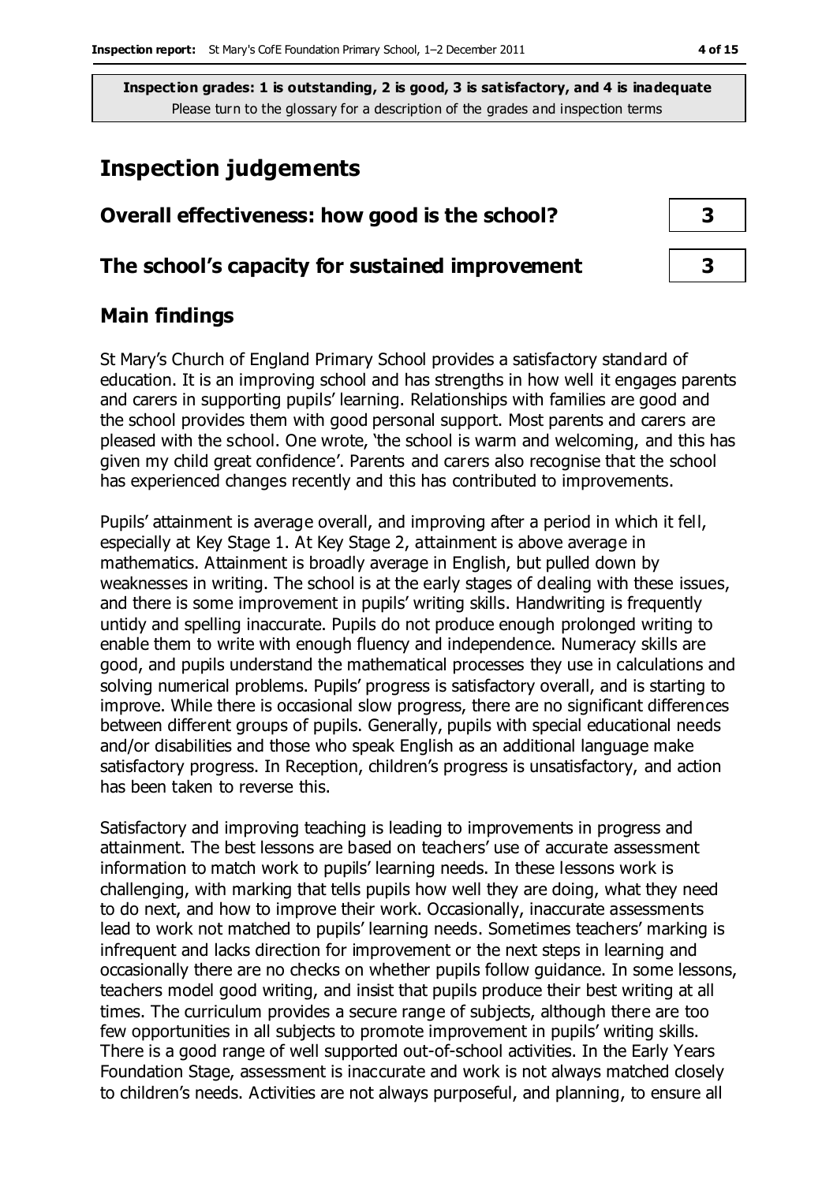**Inspection grades: 1 is outstanding, 2 is good, 3 is satisfactory, and 4 is inadequate**
Please turn to the glossary for a description of the grades and inspection terms

# Inspection judgements

| | |
|---|---|
| **Overall effectiveness: how good is the school?** | **3** |
| **The school's capacity for sustained improvement** | **3** |

## Main findings

St Mary's Church of England Primary School provides a satisfactory standard of education. It is an improving school and has strengths in how well it engages parents and carers in supporting pupils' learning. Relationships with families are good and the school provides them with good personal support. Most parents and carers are pleased with the school. One wrote, 'the school is warm and welcoming, and this has given my child great confidence'. Parents and carers also recognise that the school has experienced changes recently and this has contributed to improvements.

Pupils' attainment is average overall, and improving after a period in which it fell, especially at Key Stage 1. At Key Stage 2, attainment is above average in mathematics. Attainment is broadly average in English, but pulled down by weaknesses in writing. The school is at the early stages of dealing with these issues, and there is some improvement in pupils' writing skills. Handwriting is frequently untidy and spelling inaccurate. Pupils do not produce enough prolonged writing to enable them to write with enough fluency and independence. Numeracy skills are good, and pupils understand the mathematical processes they use in calculations and solving numerical problems. Pupils' progress is satisfactory overall, and is starting to improve. While there is occasional slow progress, there are no significant differences between different groups of pupils. Generally, pupils with special educational needs and/or disabilities and those who speak English as an additional language make satisfactory progress. In Reception, children's progress is unsatisfactory, and action has been taken to reverse this.

Satisfactory and improving teaching is leading to improvements in progress and attainment. The best lessons are based on teachers' use of accurate assessment information to match work to pupils' learning needs. In these lessons work is challenging, with marking that tells pupils how well they are doing, what they need to do next, and how to improve their work. Occasionally, inaccurate assessments lead to work not matched to pupils' learning needs. Sometimes teachers' marking is infrequent and lacks direction for improvement or the next steps in learning and occasionally there are no checks on whether pupils follow guidance. In some lessons, teachers model good writing, and insist that pupils produce their best writing at all times. The curriculum provides a secure range of subjects, although there are too few opportunities in all subjects to promote improvement in pupils' writing skills. There is a good range of well supported out-of-school activities. In the Early Years Foundation Stage, assessment is inaccurate and work is not always matched closely to children's needs. Activities are not always purposeful, and planning, to ensure all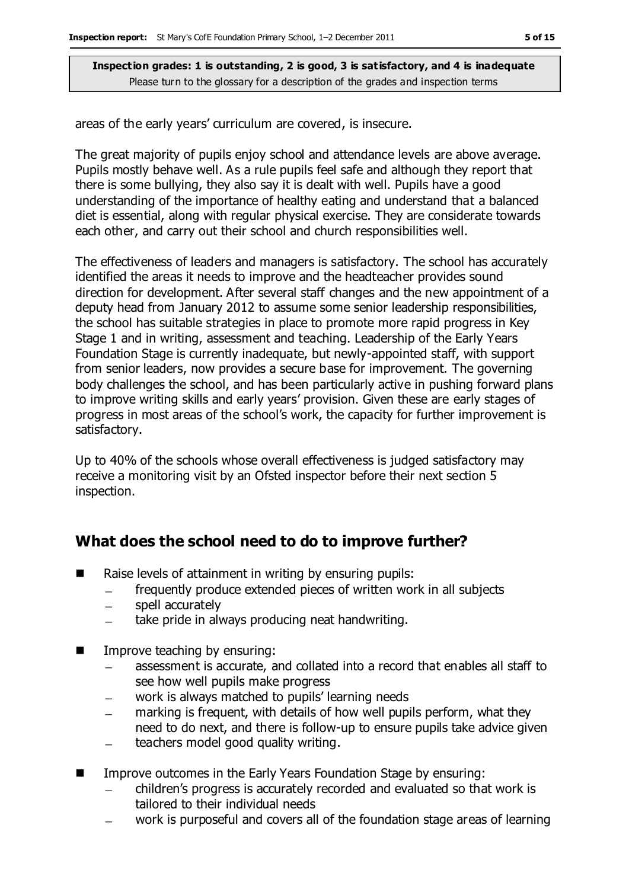areas of the early years' curriculum are covered, is insecure.

The great majority of pupils enjoy school and attendance levels are above average. Pupils mostly behave well. As a rule pupils feel safe and although they report that there is some bullying, they also say it is dealt with well. Pupils have a good understanding of the importance of healthy eating and understand that a balanced diet is essential, along with regular physical exercise. They are considerate towards each other, and carry out their school and church responsibilities well.

The effectiveness of leaders and managers is satisfactory. The school has accurately identified the areas it needs to improve and the headteacher provides sound direction for development. After several staff changes and the new appointment of a deputy head from January 2012 to assume some senior leadership responsibilities, the school has suitable strategies in place to promote more rapid progress in Key Stage 1 and in writing, assessment and teaching. Leadership of the Early Years Foundation Stage is currently inadequate, but newly-appointed staff, with support from senior leaders, now provides a secure base for improvement. The governing body challenges the school, and has been particularly active in pushing forward plans to improve writing skills and early years' provision. Given these are early stages of progress in most areas of the school's work, the capacity for further improvement is satisfactory.

Up to 40% of the schools whose overall effectiveness is judged satisfactory may receive a monitoring visit by an Ofsted inspector before their next section 5 inspection.

## What does the school need to do to improve further?

- Raise levels of attainment in writing by ensuring pupils:
  - frequently produce extended pieces of written work in all subjects
  - spell accurately
  - take pride in always producing neat handwriting.
- Improve teaching by ensuring:
  - assessment is accurate, and collated into a record that enables all staff to see how well pupils make progress
  - work is always matched to pupils' learning needs
  - marking is frequent, with details of how well pupils perform, what they need to do next, and there is follow-up to ensure pupils take advice given
  - teachers model good quality writing.
- Improve outcomes in the Early Years Foundation Stage by ensuring:
  - children's progress is accurately recorded and evaluated so that work is tailored to their individual needs
  - work is purposeful and covers all of the foundation stage areas of learning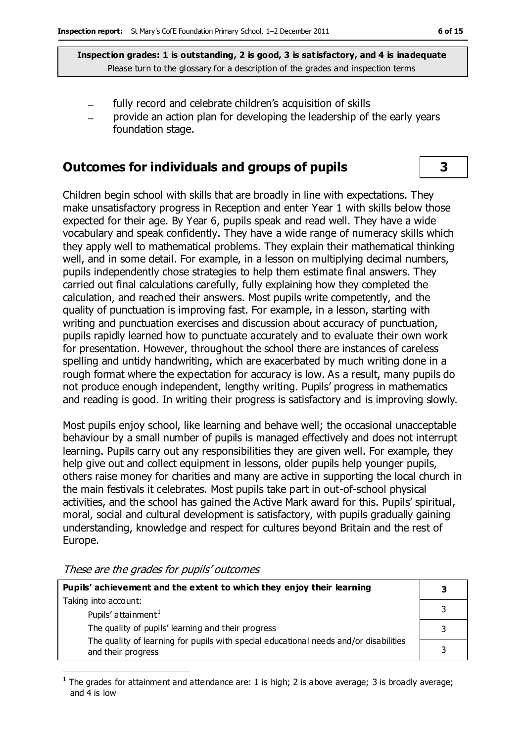**Inspection grades: 1 is outstanding, 2 is good, 3 is satisfactory, and 4 is inadequate**
Please turn to the glossary for a description of the grades and inspection terms

- fully record and celebrate children's acquisition of skills
- provide an action plan for developing the leadership of the early years foundation stage.

## Outcomes for individuals and groups of pupils — 3

Children begin school with skills that are broadly in line with expectations. They make unsatisfactory progress in Reception and enter Year 1 with skills below those expected for their age. By Year 6, pupils speak and read well. They have a wide vocabulary and speak confidently. They have a wide range of numeracy skills which they apply well to mathematical problems. They explain their mathematical thinking well, and in some detail. For example, in a lesson on multiplying decimal numbers, pupils independently chose strategies to help them estimate final answers. They carried out final calculations carefully, fully explaining how they completed the calculation, and reached their answers. Most pupils write competently, and the quality of punctuation is improving fast. For example, in a lesson, starting with writing and punctuation exercises and discussion about accuracy of punctuation, pupils rapidly learned how to punctuate accurately and to evaluate their own work for presentation. However, throughout the school there are instances of careless spelling and untidy handwriting, which are exacerbated by much writing done in a rough format where the expectation for accuracy is low. As a result, many pupils do not produce enough independent, lengthy writing. Pupils' progress in mathematics and reading is good. In writing their progress is satisfactory and is improving slowly.

Most pupils enjoy school, like learning and behave well; the occasional unacceptable behaviour by a small number of pupils is managed effectively and does not interrupt learning. Pupils carry out any responsibilities they are given well. For example, they help give out and collect equipment in lessons, older pupils help younger pupils, others raise money for charities and many are active in supporting the local church in the main festivals it celebrates. Most pupils take part in out-of-school physical activities, and the school has gained the Active Mark award for this. Pupils' spiritual, moral, social and cultural development is satisfactory, with pupils gradually gaining understanding, knowledge and respect for cultures beyond Britain and the rest of Europe.

*These are the grades for pupils' outcomes*

| **Pupils' achievement and the extent to which they enjoy their learning** | **3** |
|---|---|
| Taking into account: | |
| Pupils' attainment[1] | 3 |
| The quality of pupils' learning and their progress | 3 |
| The quality of learning for pupils with special educational needs and/or disabilities and their progress | 3 |

[1] The grades for attainment and attendance are: 1 is high; 2 is above average; 3 is broadly average; and 4 is low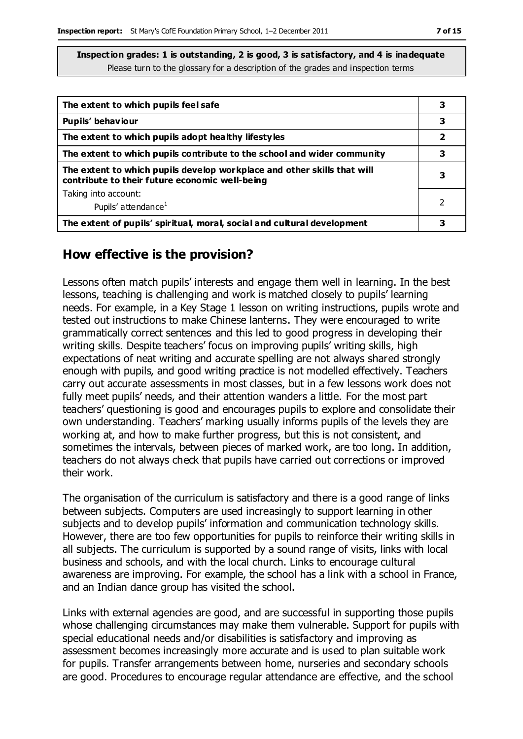**Inspection grades: 1 is outstanding, 2 is good, 3 is satisfactory, and 4 is inadequate**
Please turn to the glossary for a description of the grades and inspection terms

| | |
|---|---|
| **The extent to which pupils feel safe** | **3** |
| **Pupils' behaviour** | **3** |
| **The extent to which pupils adopt healthy lifestyles** | **2** |
| **The extent to which pupils contribute to the school and wider community** | **3** |
| **The extent to which pupils develop workplace and other skills that will contribute to their future economic well-being** | **3** |
| Taking into account: Pupils' attendance[1] | 2 |
| **The extent of pupils' spiritual, moral, social and cultural development** | **3** |

## How effective is the provision?

Lessons often match pupils' interests and engage them well in learning. In the best lessons, teaching is challenging and work is matched closely to pupils' learning needs. For example, in a Key Stage 1 lesson on writing instructions, pupils wrote and tested out instructions to make Chinese lanterns. They were encouraged to write grammatically correct sentences and this led to good progress in developing their writing skills. Despite teachers' focus on improving pupils' writing skills, high expectations of neat writing and accurate spelling are not always shared strongly enough with pupils, and good writing practice is not modelled effectively. Teachers carry out accurate assessments in most classes, but in a few lessons work does not fully meet pupils' needs, and their attention wanders a little. For the most part teachers' questioning is good and encourages pupils to explore and consolidate their own understanding. Teachers' marking usually informs pupils of the levels they are working at, and how to make further progress, but this is not consistent, and sometimes the intervals, between pieces of marked work, are too long. In addition, teachers do not always check that pupils have carried out corrections or improved their work.

The organisation of the curriculum is satisfactory and there is a good range of links between subjects. Computers are used increasingly to support learning in other subjects and to develop pupils' information and communication technology skills. However, there are too few opportunities for pupils to reinforce their writing skills in all subjects. The curriculum is supported by a sound range of visits, links with local business and schools, and with the local church. Links to encourage cultural awareness are improving. For example, the school has a link with a school in France, and an Indian dance group has visited the school.

Links with external agencies are good, and are successful in supporting those pupils whose challenging circumstances may make them vulnerable. Support for pupils with special educational needs and/or disabilities is satisfactory and improving as assessment becomes increasingly more accurate and is used to plan suitable work for pupils. Transfer arrangements between home, nurseries and secondary schools are good. Procedures to encourage regular attendance are effective, and the school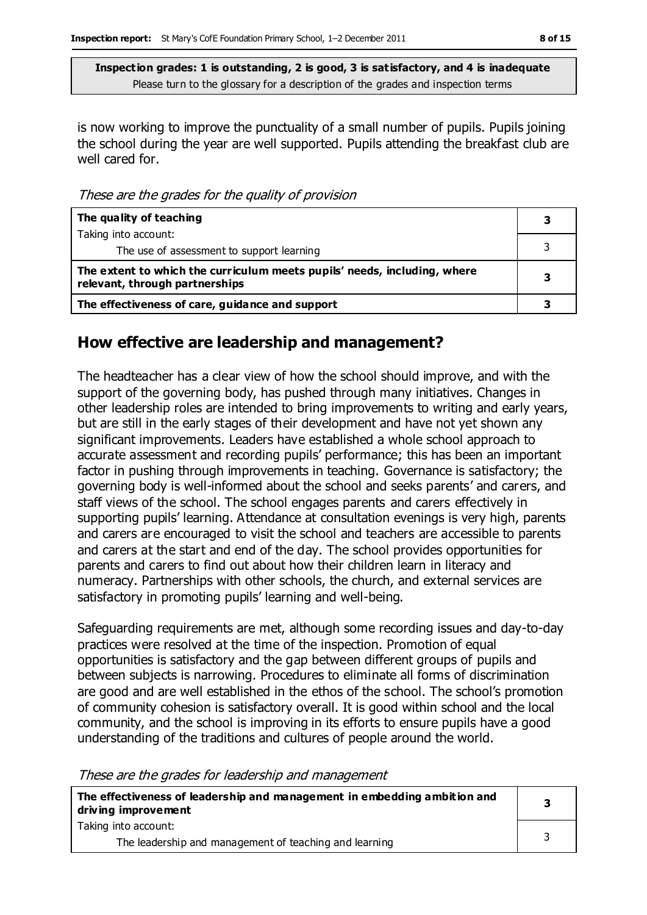**Inspection grades: 1 is outstanding, 2 is good, 3 is satisfactory, and 4 is inadequate**
Please turn to the glossary for a description of the grades and inspection terms

is now working to improve the punctuality of a small number of pupils. Pupils joining the school during the year are well supported. Pupils attending the breakfast club are well cared for.

*These are the grades for the quality of provision*

| | |
|---|---|
| **The quality of teaching** | **3** |
| Taking into account: The use of assessment to support learning | 3 |
| **The extent to which the curriculum meets pupils' needs, including, where relevant, through partnerships** | **3** |
| **The effectiveness of care, guidance and support** | **3** |

## How effective are leadership and management?

The headteacher has a clear view of how the school should improve, and with the support of the governing body, has pushed through many initiatives. Changes in other leadership roles are intended to bring improvements to writing and early years, but are still in the early stages of their development and have not yet shown any significant improvements. Leaders have established a whole school approach to accurate assessment and recording pupils' performance; this has been an important factor in pushing through improvements in teaching. Governance is satisfactory; the governing body is well-informed about the school and seeks parents' and carers, and staff views of the school. The school engages parents and carers effectively in supporting pupils' learning. Attendance at consultation evenings is very high, parents and carers are encouraged to visit the school and teachers are accessible to parents and carers at the start and end of the day. The school provides opportunities for parents and carers to find out about how their children learn in literacy and numeracy. Partnerships with other schools, the church, and external services are satisfactory in promoting pupils' learning and well-being.

Safeguarding requirements are met, although some recording issues and day-to-day practices were resolved at the time of the inspection. Promotion of equal opportunities is satisfactory and the gap between different groups of pupils and between subjects is narrowing. Procedures to eliminate all forms of discrimination are good and are well established in the ethos of the school. The school's promotion of community cohesion is satisfactory overall. It is good within school and the local community, and the school is improving in its efforts to ensure pupils have a good understanding of the traditions and cultures of people around the world.

*These are the grades for leadership and management*

| | |
|---|---|
| **The effectiveness of leadership and management in embedding ambition and driving improvement** | **3** |
| Taking into account: The leadership and management of teaching and learning | 3 |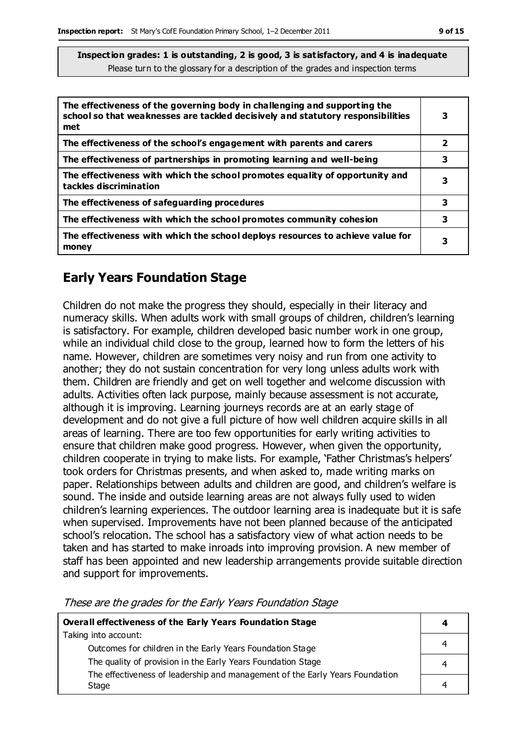**Inspection grades: 1 is outstanding, 2 is good, 3 is satisfactory, and 4 is inadequate**
Please turn to the glossary for a description of the grades and inspection terms

| | |
|---|---|
| **The effectiveness of the governing body in challenging and supporting the school so that weaknesses are tackled decisively and statutory responsibilities met** | **3** |
| **The effectiveness of the school's engagement with parents and carers** | **2** |
| **The effectiveness of partnerships in promoting learning and well-being** | **3** |
| **The effectiveness with which the school promotes equality of opportunity and tackles discrimination** | **3** |
| **The effectiveness of safeguarding procedures** | **3** |
| **The effectiveness with which the school promotes community cohesion** | **3** |
| **The effectiveness with which the school deploys resources to achieve value for money** | **3** |

## Early Years Foundation Stage

Children do not make the progress they should, especially in their literacy and numeracy skills. When adults work with small groups of children, children's learning is satisfactory. For example, children developed basic number work in one group, while an individual child close to the group, learned how to form the letters of his name. However, children are sometimes very noisy and run from one activity to another; they do not sustain concentration for very long unless adults work with them. Children are friendly and get on well together and welcome discussion with adults. Activities often lack purpose, mainly because assessment is not accurate, although it is improving. Learning journeys records are at an early stage of development and do not give a full picture of how well children acquire skills in all areas of learning. There are too few opportunities for early writing activities to ensure that children make good progress. However, when given the opportunity, children cooperate in trying to make lists. For example, 'Father Christmas's helpers' took orders for Christmas presents, and when asked to, made writing marks on paper. Relationships between adults and children are good, and children's welfare is sound. The inside and outside learning areas are not always fully used to widen children's learning experiences. The outdoor learning area is inadequate but it is safe when supervised. Improvements have not been planned because of the anticipated school's relocation. The school has a satisfactory view of what action needs to be taken and has started to make inroads into improving provision. A new member of staff has been appointed and new leadership arrangements provide suitable direction and support for improvements.

*These are the grades for the Early Years Foundation Stage*

| **Overall effectiveness of the Early Years Foundation Stage** | **4** |
|---|---|
| Taking into account: | |
| Outcomes for children in the Early Years Foundation Stage | 4 |
| The quality of provision in the Early Years Foundation Stage | 4 |
| The effectiveness of leadership and management of the Early Years Foundation Stage | 4 |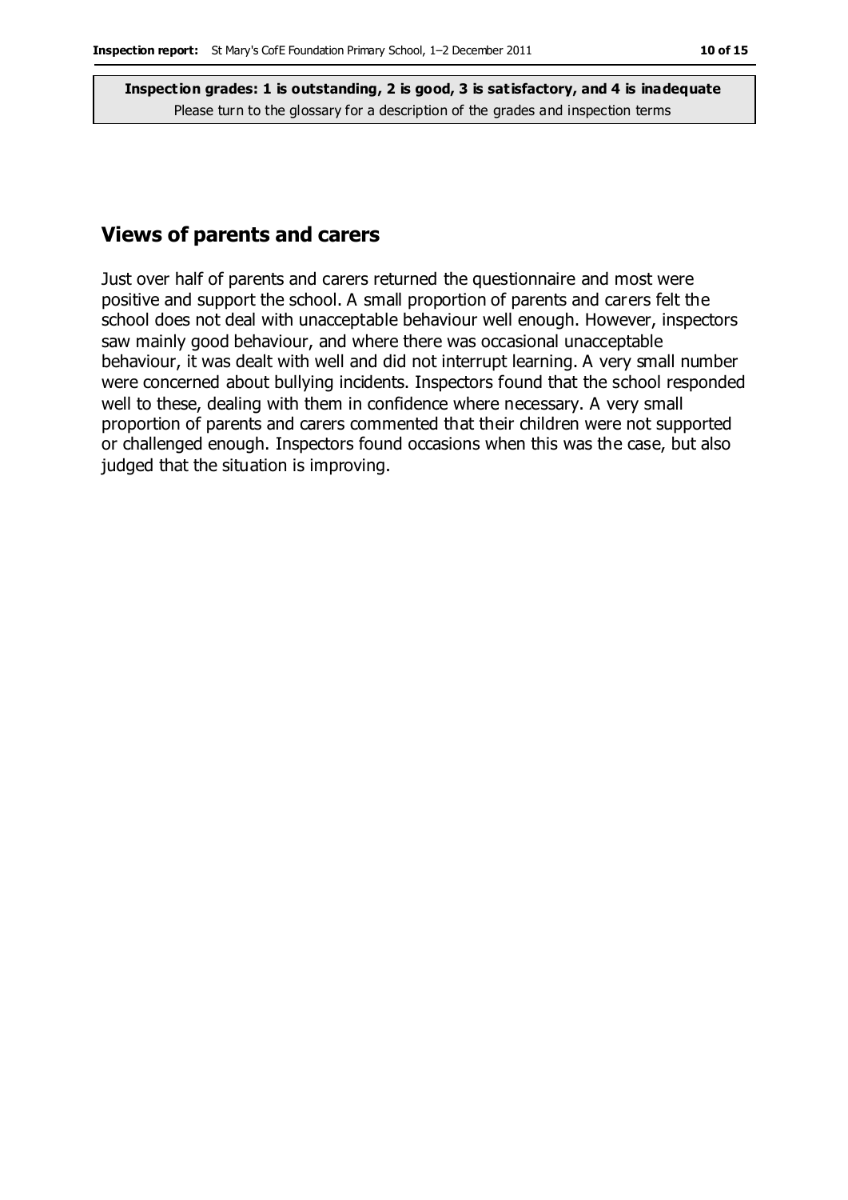**Inspection grades: 1 is outstanding, 2 is good, 3 is satisfactory, and 4 is inadequate**
Please turn to the glossary for a description of the grades and inspection terms

## Views of parents and carers

Just over half of parents and carers returned the questionnaire and most were positive and support the school. A small proportion of parents and carers felt the school does not deal with unacceptable behaviour well enough. However, inspectors saw mainly good behaviour, and where there was occasional unacceptable behaviour, it was dealt with well and did not interrupt learning. A very small number were concerned about bullying incidents. Inspectors found that the school responded well to these, dealing with them in confidence where necessary. A very small proportion of parents and carers commented that their children were not supported or challenged enough. Inspectors found occasions when this was the case, but also judged that the situation is improving.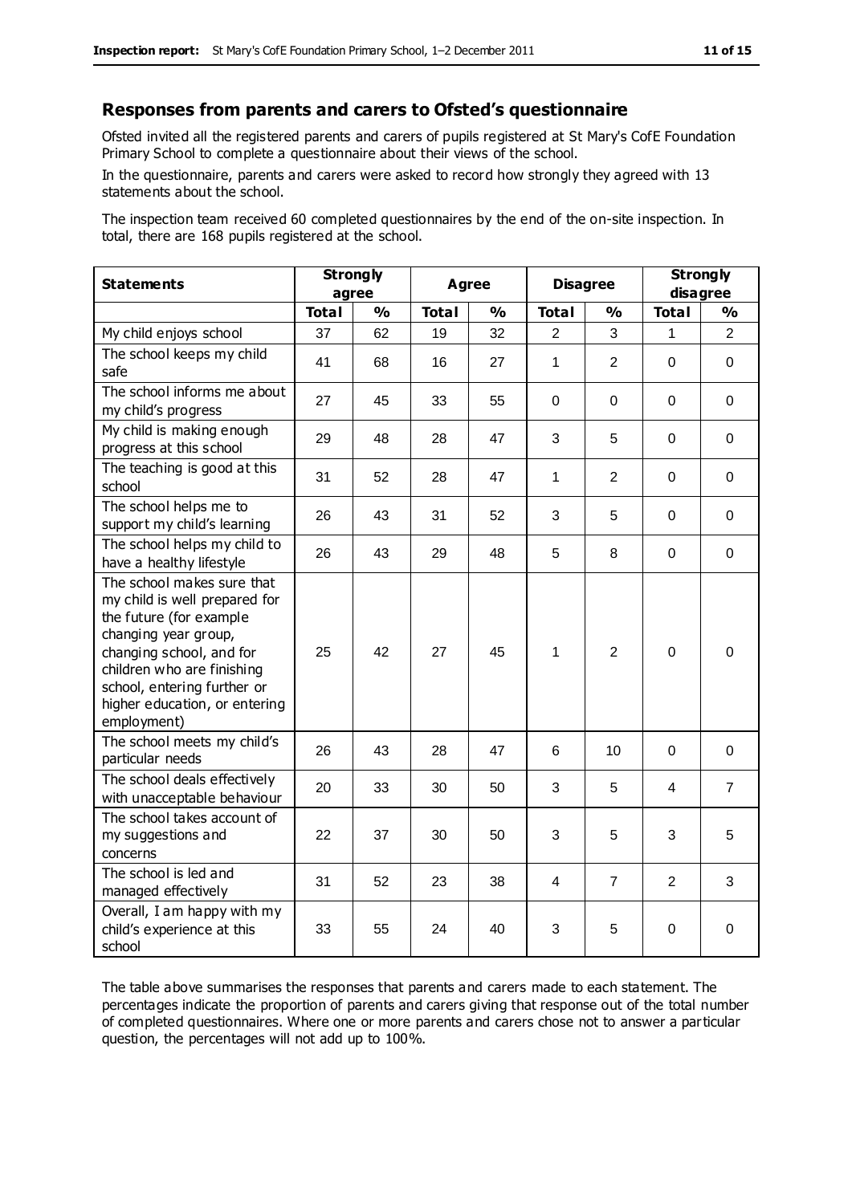## Responses from parents and carers to Ofsted's questionnaire

Ofsted invited all the registered parents and carers of pupils registered at St Mary's CofE Foundation Primary School to complete a questionnaire about their views of the school.

In the questionnaire, parents and carers were asked to record how strongly they agreed with 13 statements about the school.

The inspection team received 60 completed questionnaires by the end of the on-site inspection. In total, there are 168 pupils registered at the school.

| Statements | Strongly agree | | Agree | | Disagree | | Strongly disagree | |
|---|---|---|---|---|---|---|---|---|
| | Total | % | Total | % | Total | % | Total | % |
| My child enjoys school | 37 | 62 | 19 | 32 | 2 | 3 | 1 | 2 |
| The school keeps my child safe | 41 | 68 | 16 | 27 | 1 | 2 | 0 | 0 |
| The school informs me about my child's progress | 27 | 45 | 33 | 55 | 0 | 0 | 0 | 0 |
| My child is making enough progress at this school | 29 | 48 | 28 | 47 | 3 | 5 | 0 | 0 |
| The teaching is good at this school | 31 | 52 | 28 | 47 | 1 | 2 | 0 | 0 |
| The school helps me to support my child's learning | 26 | 43 | 31 | 52 | 3 | 5 | 0 | 0 |
| The school helps my child to have a healthy lifestyle | 26 | 43 | 29 | 48 | 5 | 8 | 0 | 0 |
| The school makes sure that my child is well prepared for the future (for example changing year group, changing school, and for children who are finishing school, entering further or higher education, or entering employment) | 25 | 42 | 27 | 45 | 1 | 2 | 0 | 0 |
| The school meets my child's particular needs | 26 | 43 | 28 | 47 | 6 | 10 | 0 | 0 |
| The school deals effectively with unacceptable behaviour | 20 | 33 | 30 | 50 | 3 | 5 | 4 | 7 |
| The school takes account of my suggestions and concerns | 22 | 37 | 30 | 50 | 3 | 5 | 3 | 5 |
| The school is led and managed effectively | 31 | 52 | 23 | 38 | 4 | 7 | 2 | 3 |
| Overall, I am happy with my child's experience at this school | 33 | 55 | 24 | 40 | 3 | 5 | 0 | 0 |

The table above summarises the responses that parents and carers made to each statement. The percentages indicate the proportion of parents and carers giving that response out of the total number of completed questionnaires. Where one or more parents and carers chose not to answer a particular question, the percentages will not add up to 100%.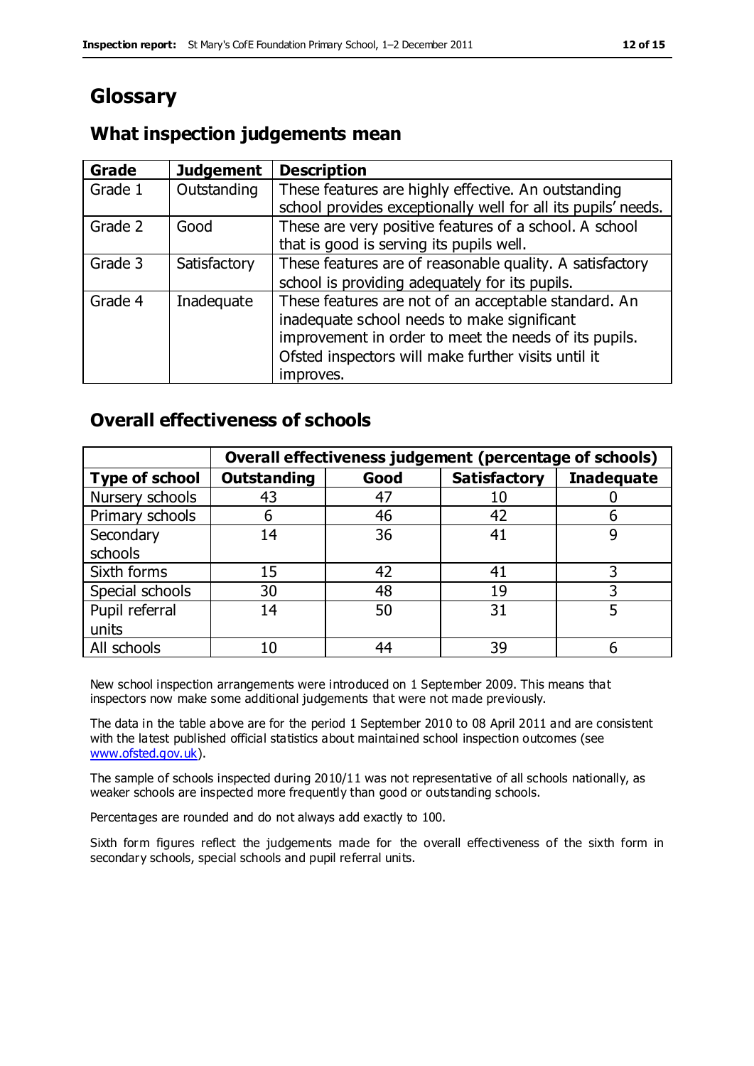# Glossary

## What inspection judgements mean

| Grade | Judgement | Description |
|---|---|---|
| Grade 1 | Outstanding | These features are highly effective. An outstanding school provides exceptionally well for all its pupils' needs. |
| Grade 2 | Good | These are very positive features of a school. A school that is good is serving its pupils well. |
| Grade 3 | Satisfactory | These features are of reasonable quality. A satisfactory school is providing adequately for its pupils. |
| Grade 4 | Inadequate | These features are not of an acceptable standard. An inadequate school needs to make significant improvement in order to meet the needs of its pupils. Ofsted inspectors will make further visits until it improves. |

## Overall effectiveness of schools

| | Overall effectiveness judgement (percentage of schools) | | | |
|---|---|---|---|---|
| **Type of school** | **Outstanding** | **Good** | **Satisfactory** | **Inadequate** |
| Nursery schools | 43 | 47 | 10 | 0 |
| Primary schools | 6 | 46 | 42 | 6 |
| Secondary schools | 14 | 36 | 41 | 9 |
| Sixth forms | 15 | 42 | 41 | 3 |
| Special schools | 30 | 48 | 19 | 3 |
| Pupil referral units | 14 | 50 | 31 | 5 |
| All schools | 10 | 44 | 39 | 6 |

New school inspection arrangements were introduced on 1 September 2009. This means that inspectors now make some additional judgements that were not made previously.

The data in the table above are for the period 1 September 2010 to 08 April 2011 and are consistent with the latest published official statistics about maintained school inspection outcomes (see www.ofsted.gov.uk).

The sample of schools inspected during 2010/11 was not representative of all schools nationally, as weaker schools are inspected more frequently than good or outstanding schools.

Percentages are rounded and do not always add exactly to 100.

Sixth form figures reflect the judgements made for the overall effectiveness of the sixth form in secondary schools, special schools and pupil referral units.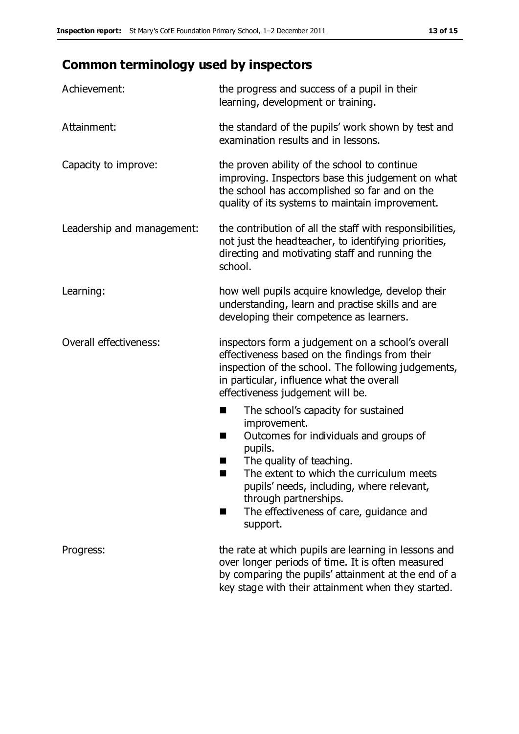## Common terminology used by inspectors

| | |
|---|---|
| Achievement: | the progress and success of a pupil in their learning, development or training. |
| Attainment: | the standard of the pupils' work shown by test and examination results and in lessons. |
| Capacity to improve: | the proven ability of the school to continue improving. Inspectors base this judgement on what the school has accomplished so far and on the quality of its systems to maintain improvement. |
| Leadership and management: | the contribution of all the staff with responsibilities, not just the headteacher, to identifying priorities, directing and motivating staff and running the school. |
| Learning: | how well pupils acquire knowledge, develop their understanding, learn and practise skills and are developing their competence as learners. |
| Overall effectiveness: | inspectors form a judgement on a school's overall effectiveness based on the findings from their inspection of the school. The following judgements, in particular, influence what the overall effectiveness judgement will be. <br>■ The school's capacity for sustained improvement.<br>■ Outcomes for individuals and groups of pupils.<br>■ The quality of teaching.<br>■ The extent to which the curriculum meets pupils' needs, including, where relevant, through partnerships.<br>■ The effectiveness of care, guidance and support. |
| Progress: | the rate at which pupils are learning in lessons and over longer periods of time. It is often measured by comparing the pupils' attainment at the end of a key stage with their attainment when they started. |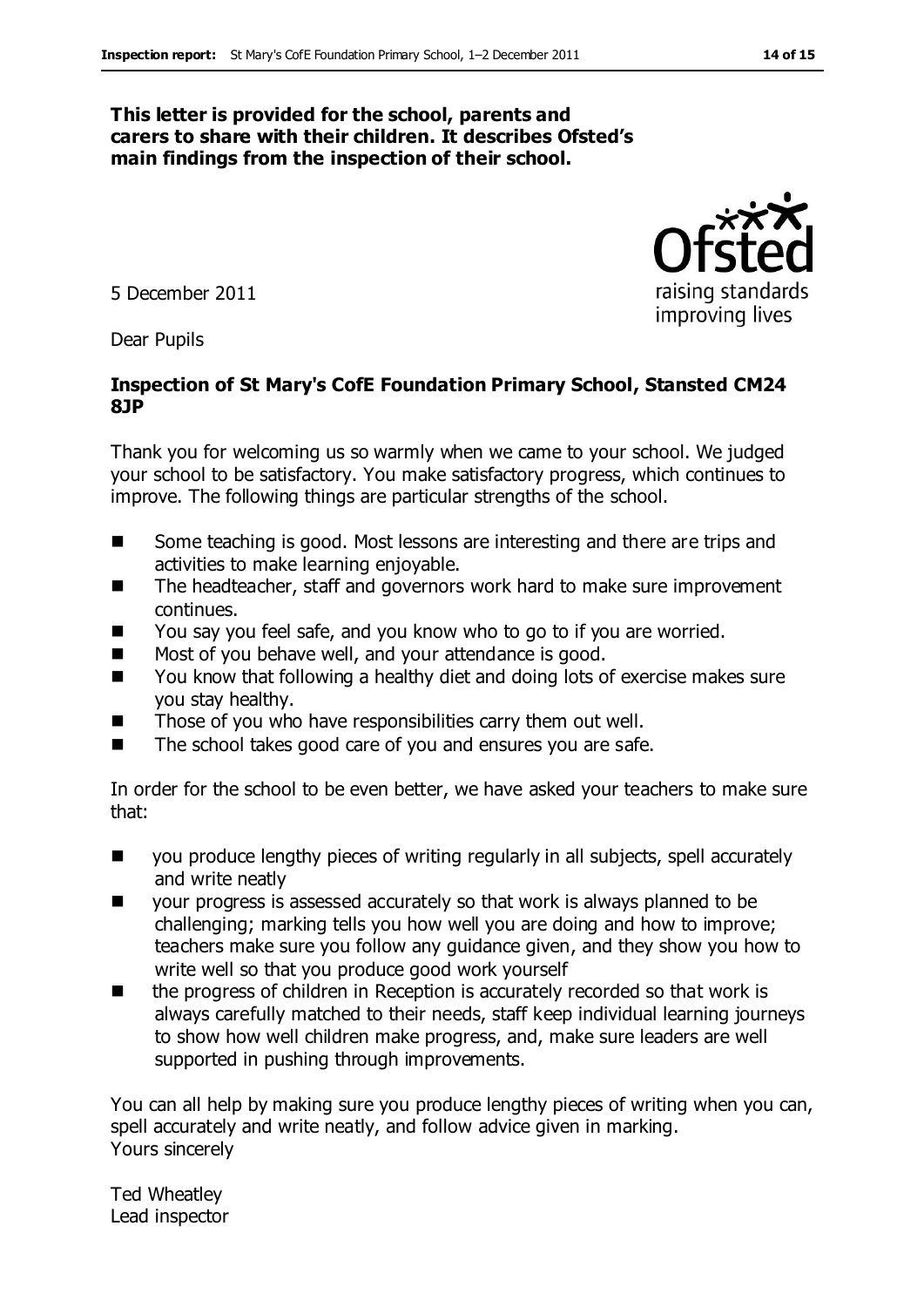**This letter is provided for the school, parents and carers to share with their children. It describes Ofsted's main findings from the inspection of their school.**

5 December 2011

Dear Pupils

**Inspection of St Mary's CofE Foundation Primary School, Stansted CM24 8JP**

Thank you for welcoming us so warmly when we came to your school. We judged your school to be satisfactory. You make satisfactory progress, which continues to improve. The following things are particular strengths of the school.

- Some teaching is good. Most lessons are interesting and there are trips and activities to make learning enjoyable.
- The headteacher, staff and governors work hard to make sure improvement continues.
- You say you feel safe, and you know who to go to if you are worried.
- Most of you behave well, and your attendance is good.
- You know that following a healthy diet and doing lots of exercise makes sure you stay healthy.
- Those of you who have responsibilities carry them out well.
- The school takes good care of you and ensures you are safe.

In order for the school to be even better, we have asked your teachers to make sure that:

- you produce lengthy pieces of writing regularly in all subjects, spell accurately and write neatly
- your progress is assessed accurately so that work is always planned to be challenging; marking tells you how well you are doing and how to improve; teachers make sure you follow any guidance given, and they show you how to write well so that you produce good work yourself
- the progress of children in Reception is accurately recorded so that work is always carefully matched to their needs, staff keep individual learning journeys to show how well children make progress, and, make sure leaders are well supported in pushing through improvements.

You can all help by making sure you produce lengthy pieces of writing when you can, spell accurately and write neatly, and follow advice given in marking.

Yours sincerely

Ted Wheatley
Lead inspector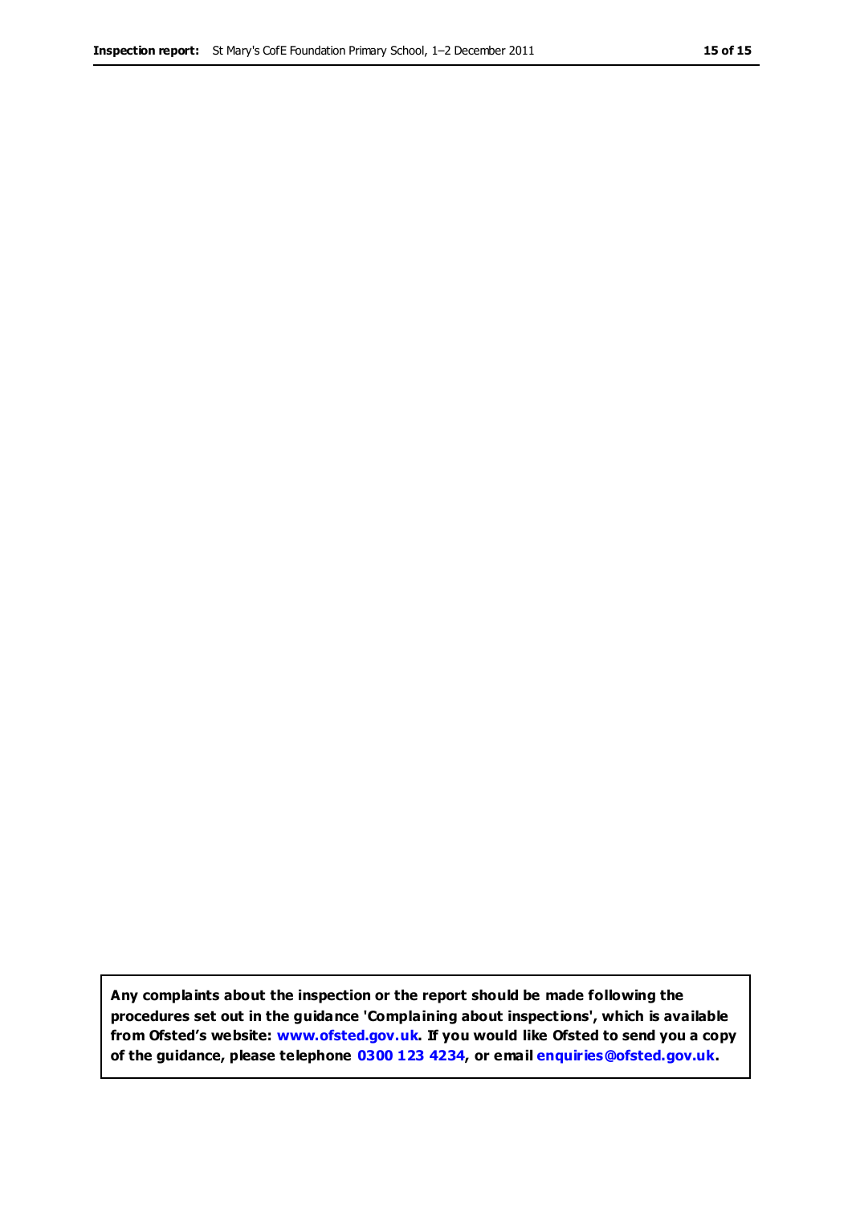**Any complaints about the inspection or the report should be made following the procedures set out in the guidance 'Complaining about inspections', which is available from Ofsted's website: www.ofsted.gov.uk. If you would like Ofsted to send you a copy of the guidance, please telephone 0300 123 4234, or email enquiries@ofsted.gov.uk.**